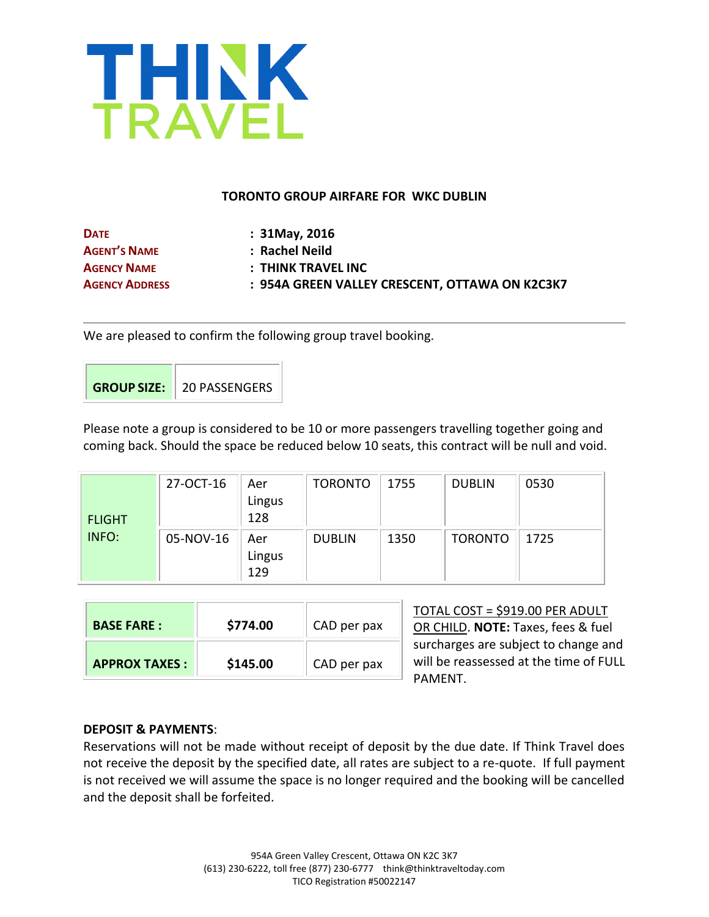# THINK TRAVEL

**TORONTO GROUP AIRFARE FOR WKC DUBLIN**

| | |
|---|---|
| **DATE** | **: 31May, 2016** |
| **AGENT'S NAME** | **: Rachel Neild** |
| **AGENCY NAME** | **: THINK TRAVEL INC** |
| **AGENCY ADDRESS** | **: 954A GREEN VALLEY CRESCENT, OTTAWA ON K2C3K7** |

---

We are pleased to confirm the following group travel booking.

| **GROUP SIZE:** | 20 PASSENGERS |
|---|---|

Please note a group is considered to be 10 or more passengers travelling together going and coming back. Should the space be reduced below 10 seats, this contract will be null and void.

| FLIGHT INFO: | | | | | | |
|---|---|---|---|---|---|---|
| | 27-OCT-16 | Aer Lingus 128 | TORONTO | 1755 | DUBLIN | 0530 |
| | 05-NOV-16 | Aer Lingus 129 | DUBLIN | 1350 | TORONTO | 1725 |

| | | |
|---|---|---|
| **BASE FARE :** | **$774.00** | CAD per pax |
| **APPROX TAXES :** | **$145.00** | CAD per pax |

TOTAL COST = $919.00 PER ADULT OR CHILD. **NOTE:** Taxes, fees & fuel surcharges are subject to change and will be reassessed at the time of FULL PAMENT.

**DEPOSIT & PAYMENTS**:
Reservations will not be made without receipt of deposit by the due date. If Think Travel does not receive the deposit by the specified date, all rates are subject to a re-quote. If full payment is not received we will assume the space is no longer required and the booking will be cancelled and the deposit shall be forfeited.

954A Green Valley Crescent, Ottawa ON K2C 3K7
(613) 230-6222, toll free (877) 230-6777 think@thinktraveltoday.com
TICO Registration #50022147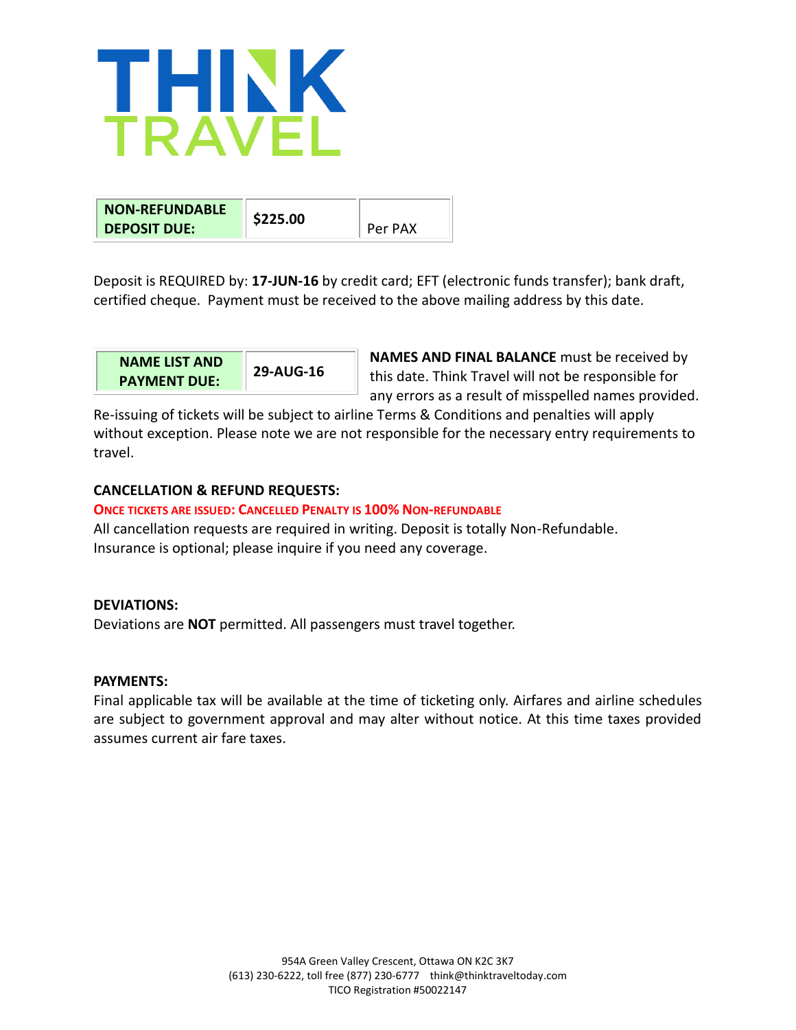# THINK TRAVEL

| | | |
|---|---|---|
| **NON-REFUNDABLE DEPOSIT DUE:** | **$225.00** | Per PAX |

Deposit is REQUIRED by: **17-JUN-16** by credit card; EFT (electronic funds transfer); bank draft, certified cheque. Payment must be received to the above mailing address by this date.

| | |
|---|---|
| **NAME LIST AND PAYMENT DUE:** | **29-AUG-16** |

**NAMES AND FINAL BALANCE** must be received by this date. Think Travel will not be responsible for any errors as a result of misspelled names provided. Re-issuing of tickets will be subject to airline Terms & Conditions and penalties will apply without exception. Please note we are not responsible for the necessary entry requirements to travel.

**CANCELLATION & REFUND REQUESTS:**

**ONCE TICKETS ARE ISSUED: CANCELLED PENALTY IS 100% NON-REFUNDABLE**

All cancellation requests are required in writing. Deposit is totally Non-Refundable. Insurance is optional; please inquire if you need any coverage.

**DEVIATIONS:**

Deviations are **NOT** permitted. All passengers must travel together.

**PAYMENTS:**

Final applicable tax will be available at the time of ticketing only. Airfares and airline schedules are subject to government approval and may alter without notice. At this time taxes provided assumes current air fare taxes.

954A Green Valley Crescent, Ottawa ON K2C 3K7
(613) 230-6222, toll free (877) 230-6777 think@thinktraveltoday.com
TICO Registration #50022147